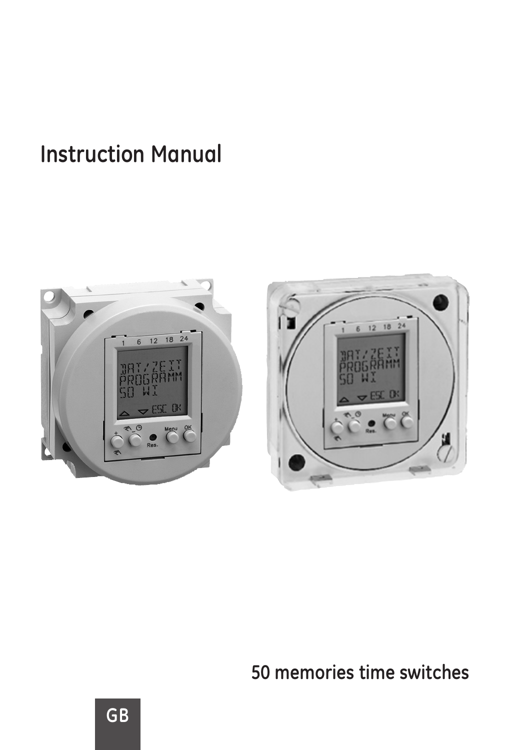# Instruction Manual

50 memories time switches

GB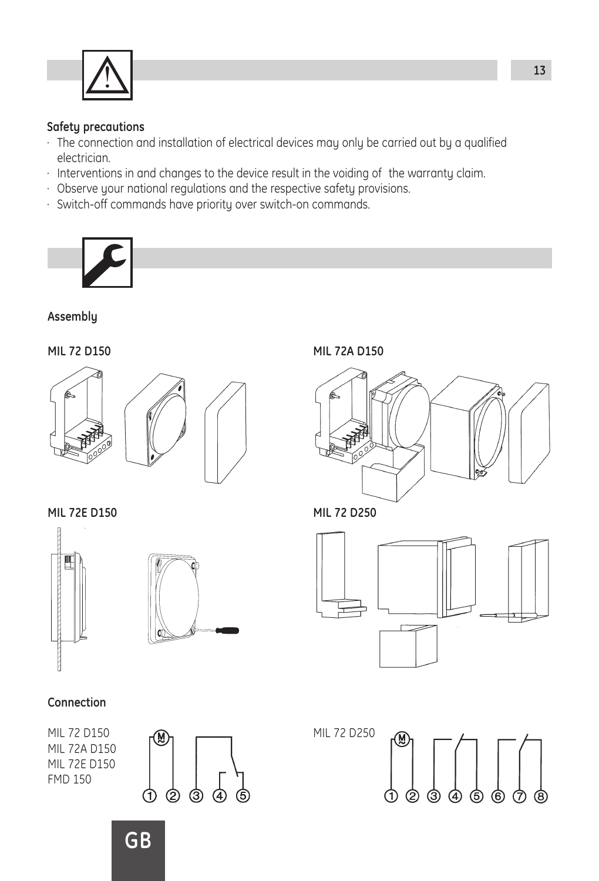**Safety precautions**

- The connection and installation of electrical devices may only be carried out by a qualified electrician.
- Interventions in and changes to the device result in the voiding of the warranty claim.
- Observe your national regulations and the respective safety provisions.
- Switch-off commands have priority over switch-on commands.

**Assembly**

**MIL 72 D150**

**MIL 72A D150**

**MIL 72E D150**

**MIL 72 D250**

**Connection**

MIL 72 D150
MIL 72A D150
MIL 72E D150
FMD 150

MIL 72 D250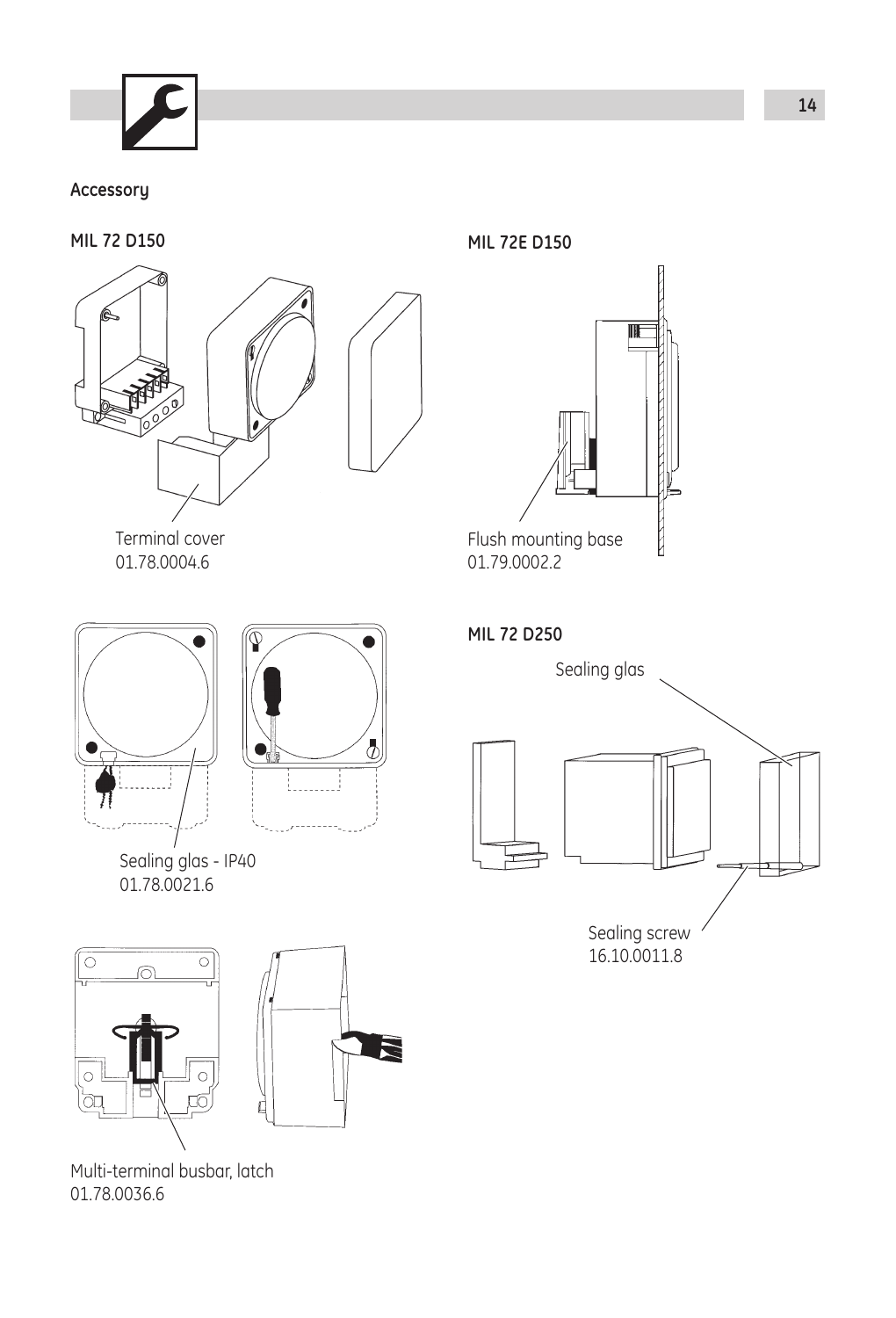## Accessory

### MIL 72 D150

Terminal cover
01.78.0004.6

Sealing glas - IP40
01.78.0021.6

Multi-terminal busbar, latch
01.78.0036.6

### MIL 72E D150

Flush mounting base
01.79.0002.2

### MIL 72 D250

Sealing glas

Sealing screw
16.10.0011.8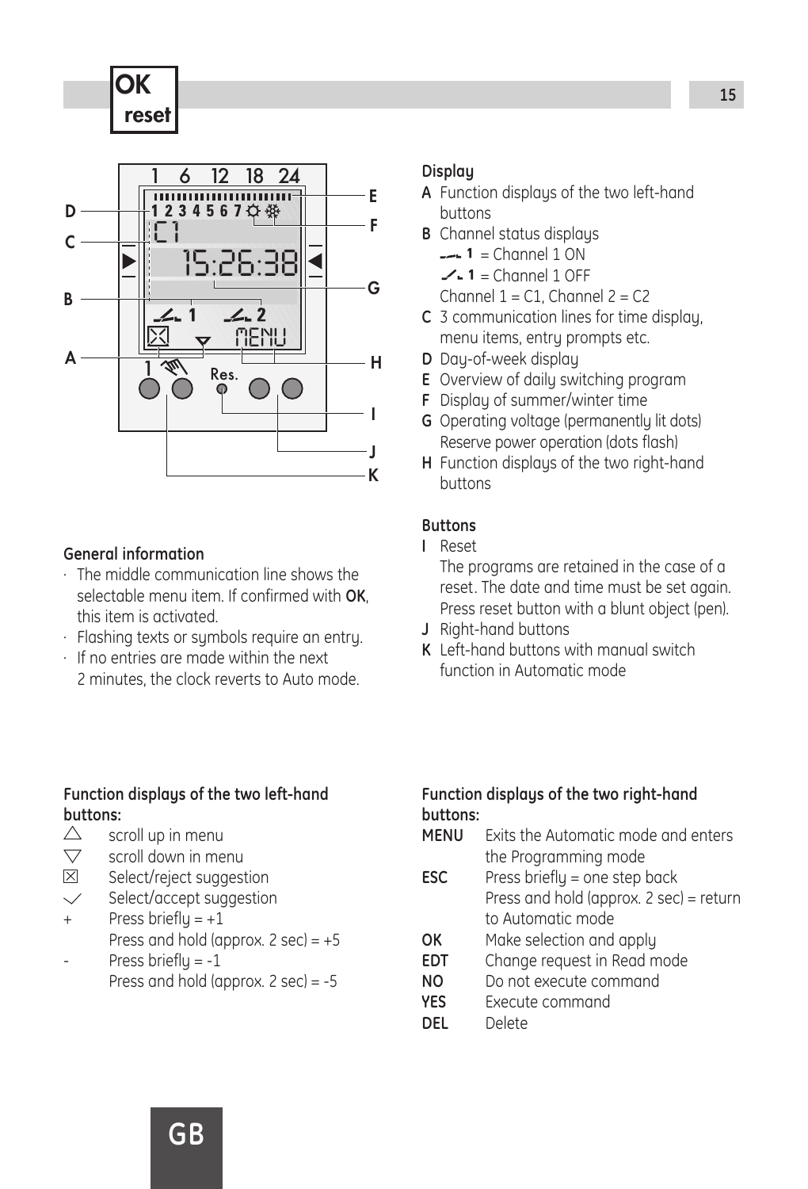**OK reset**

### Display

**A** Function displays of the two left-hand buttons

**B** Channel status displays
- 1 = Channel 1 ON
- 1 = Channel 1 OFF

Channel 1 = C1, Channel 2 = C2

**C** 3 communication lines for time display, menu items, entry prompts etc.

**D** Day-of-week display

**E** Overview of daily switching program

**F** Display of summer/winter time

**G** Operating voltage (permanently lit dots) Reserve power operation (dots flash)

**H** Function displays of the two right-hand buttons

### Buttons

**I** Reset

The programs are retained in the case of a reset. The date and time must be set again. Press reset button with a blunt object (pen).

**J** Right-hand buttons

**K** Left-hand buttons with manual switch function in Automatic mode

### General information

- The middle communication line shows the selectable menu item. If confirmed with **OK**, this item is activated.
- Flashing texts or symbols require an entry.
- If no entries are made within the next 2 minutes, the clock reverts to Auto mode.

### Function displays of the two left-hand buttons:

| | |
|---|---|
| △ | scroll up in menu |
| ▽ | scroll down in menu |
| ☒ | Select/reject suggestion |
| ✓ | Select/accept suggestion |
| + | Press briefly = +1<br>Press and hold (approx. 2 sec) = +5 |
| - | Press briefly = -1<br>Press and hold (approx. 2 sec) = -5 |

### Function displays of the two right-hand buttons:

| | |
|---|---|
| **MENU** | Exits the Automatic mode and enters the Programming mode |
| **ESC** | Press briefly = one step back<br>Press and hold (approx. 2 sec) = return to Automatic mode |
| **OK** | Make selection and apply |
| **EDT** | Change request in Read mode |
| **NO** | Do not execute command |
| **YES** | Execute command |
| **DEL** | Delete |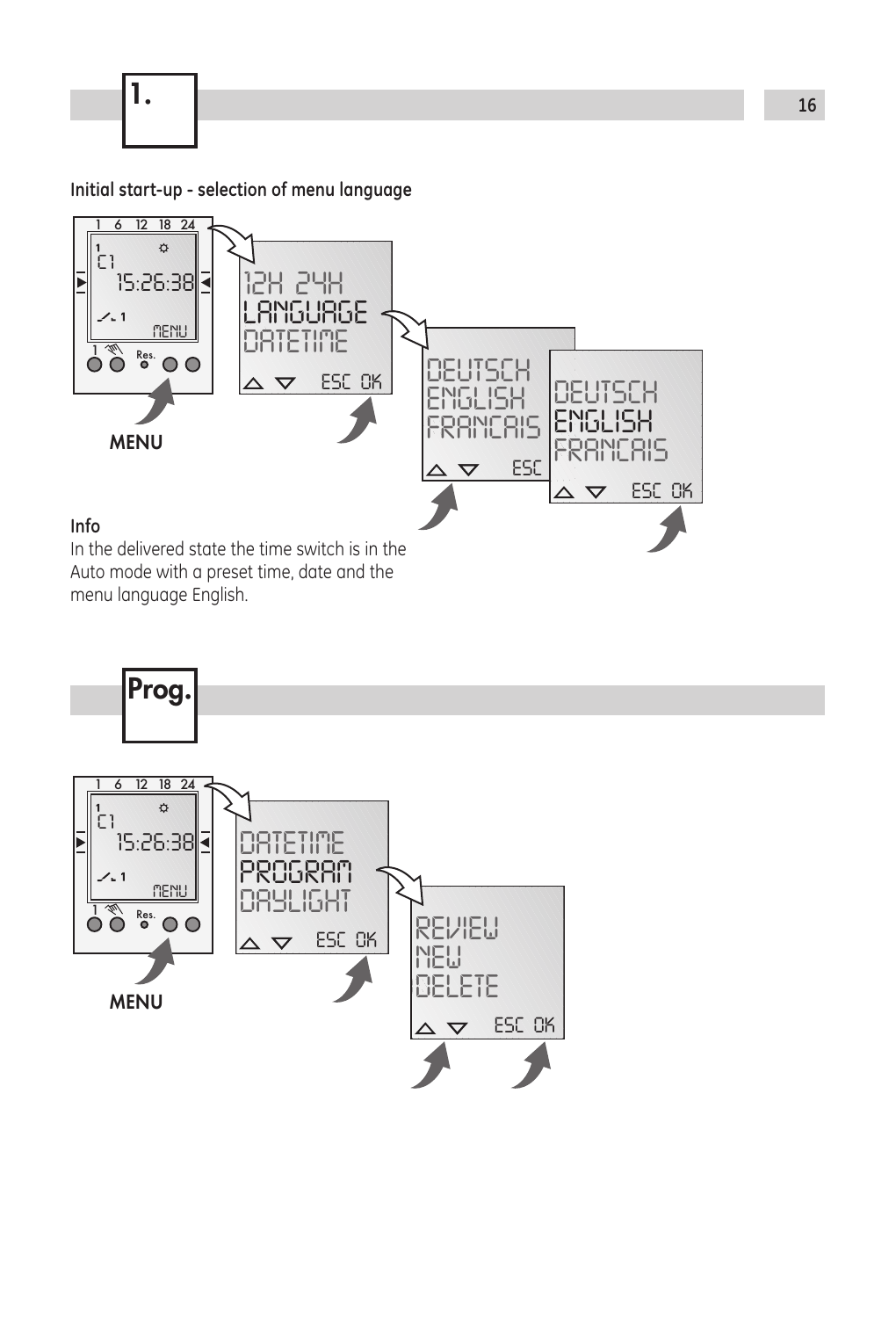# 1.

**Initial start-up - selection of menu language**

MENU

12H 24H
LANGUAGE
DATETIME

ESC OK

DEUTSCH
ENGLISH
FRANCAIS

ESC

DEUTSCH
ENGLISH
FRANCAIS

ESC OK

**Info**

In the delivered state the time switch is in the Auto mode with a preset time, date and the menu language English.

# Prog.

MENU

DATETIME
PROGRAM
DAYLIGHT

ESC OK

REVIEW
NEW
DELETE

ESC OK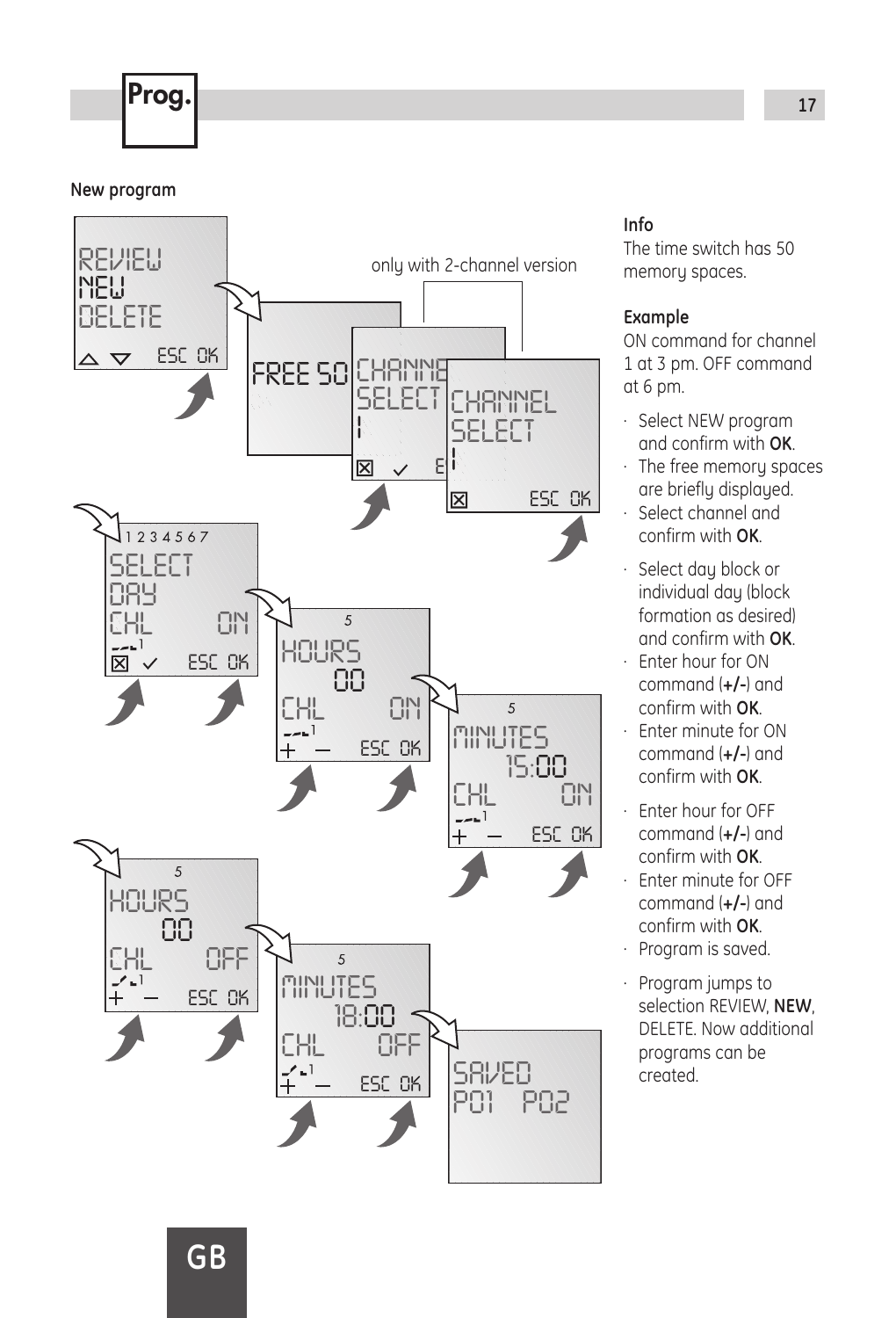**Prog.**

**New program**

REVIEW
NEW
DELETE
ESC OK

FREE 50

only with 2-channel version

CHANNEL
SELECT
1
ESC OK

1 2 3 4 5 6 7
SELECT
DAY
CHL ON
ESC OK

5
HOURS
00
CHL ON
+ – ESC OK

5
MINUTES
15:00
CHL ON
+ – ESC OK

5
HOURS
00
CHL OFF
+ – ESC OK

5
MINUTES
18:00
CHL OFF
+ – ESC OK

SAVED
P01 P02

**Info**

The time switch has 50 memory spaces.

**Example**

ON command for channel 1 at 3 pm. OFF command at 6 pm.

- Select NEW program and confirm with **OK**.
- The free memory spaces are briefly displayed.
- Select channel and confirm with **OK**.
- Select day block or individual day (block formation as desired) and confirm with **OK**.
- Enter hour for ON command (**+/-**) and confirm with **OK**.
- Enter minute for ON command (**+/-**) and confirm with **OK**.
- Enter hour for OFF command (**+/-**) and confirm with **OK**.
- Enter minute for OFF command (**+/-**) and confirm with **OK**.
- Program is saved.
- Program jumps to selection REVIEW, **NEW**, DELETE. Now additional programs can be created.

GB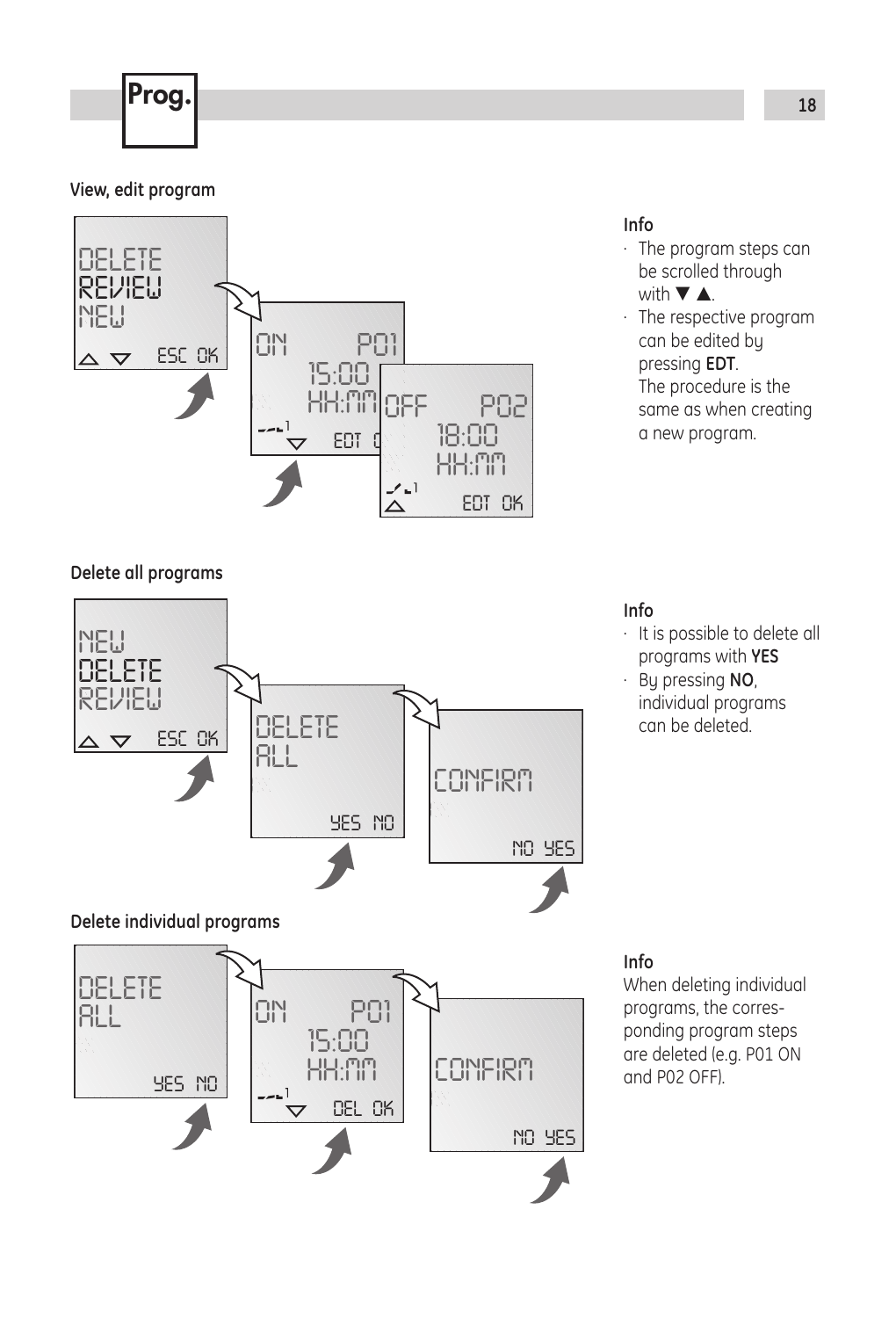Prog.

### View, edit program

DELETE
REVIEW
NEW

ESC OK

ON P01
15:00
HH:MM
EDT OK

OFF P02
18:00
HH:MM
EDT OK

**Info**

- The program steps can be scrolled through with ▼ ▲.
- The respective program can be edited by pressing **EDT**.
  The procedure is the same as when creating a new program.

### Delete all programs

NEW
DELETE
REVIEW

ESC OK

DELETE
ALL

YES NO

CONFIRM

NO YES

**Info**

- It is possible to delete all programs with **YES**
- By pressing **NO**, individual programs can be deleted.

### Delete individual programs

DELETE
ALL

YES NO

ON P01
15:00
HH:MM
DEL OK

CONFIRM

NO YES

**Info**

When deleting individual programs, the corresponding program steps are deleted (e.g. P01 ON and P02 OFF).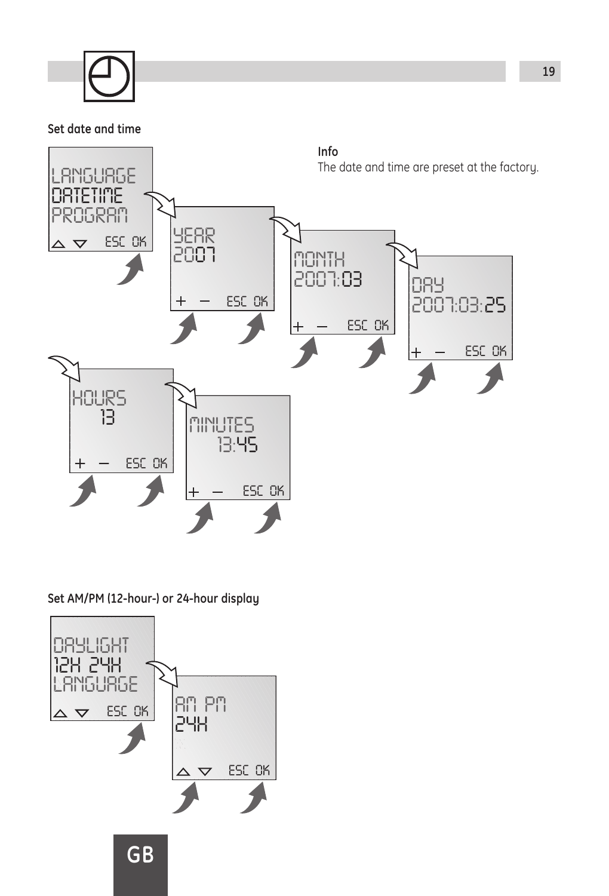## Set date and time

**Info**
The date and time are preset at the factory.

LANGUAGE
DATETIME
PROGRAM
ESC OK

YEAR
2007
\+ – ESC OK

MONTH
2007:03
\+ – ESC OK

DAY
2007:03:25
\+ – ESC OK

HOURS
13
\+ – ESC OK

MINUTES
13:45
\+ – ESC OK

## Set AM/PM (12-hour-) or 24-hour display

DAYLIGHT
12H 24H
LANGUAGE
ESC OK

AM PM
24H
ESC OK

GB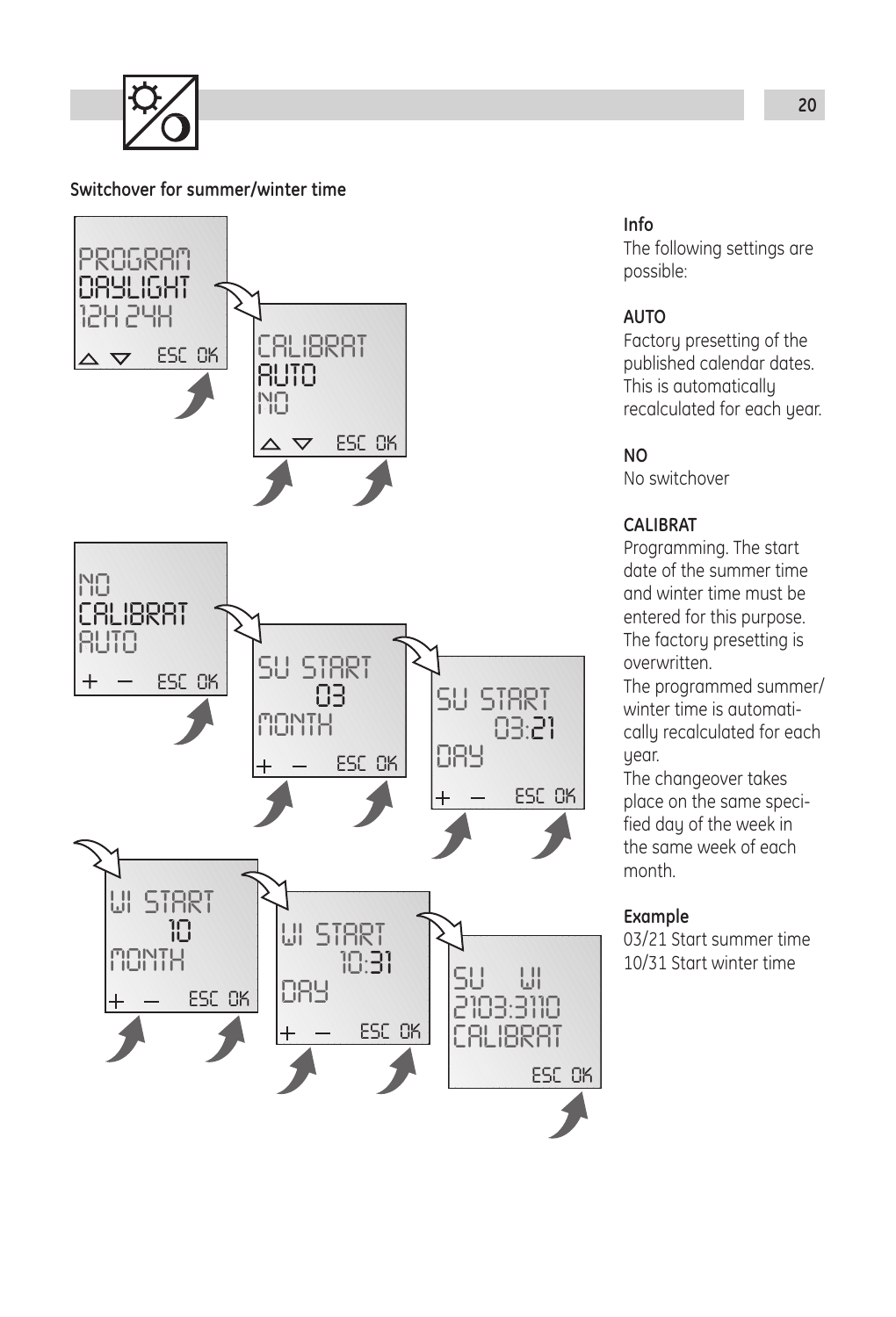## Switchover for summer/winter time

PROGRAM
DAYLIGHT
12H 24H
△ ▽ ESC OK

CALIBRAT
AUTO
NO
△ ▽ ESC OK

NO
CALIBRAT
AUTO
+ − ESC OK

SU START
03
MONTH
+ − ESC OK

SU START
03:21
DAY
+ − ESC OK

WI START
10
MONTH
+ − ESC OK

WI START
10:31
DAY
+ − ESC OK

SU WI
2103:3110
CALIBRAT
ESC OK

**Info**
The following settings are possible:

**AUTO**
Factory presetting of the published calendar dates. This is automatically recalculated for each year.

**NO**
No switchover

**CALIBRAT**
Programming. The start date of the summer time and winter time must be entered for this purpose. The factory presetting is overwritten.
The programmed summer/ winter time is automatically recalculated for each year.
The changeover takes place on the same specified day of the week in the same week of each month.

**Example**
03/21 Start summer time
10/31 Start winter time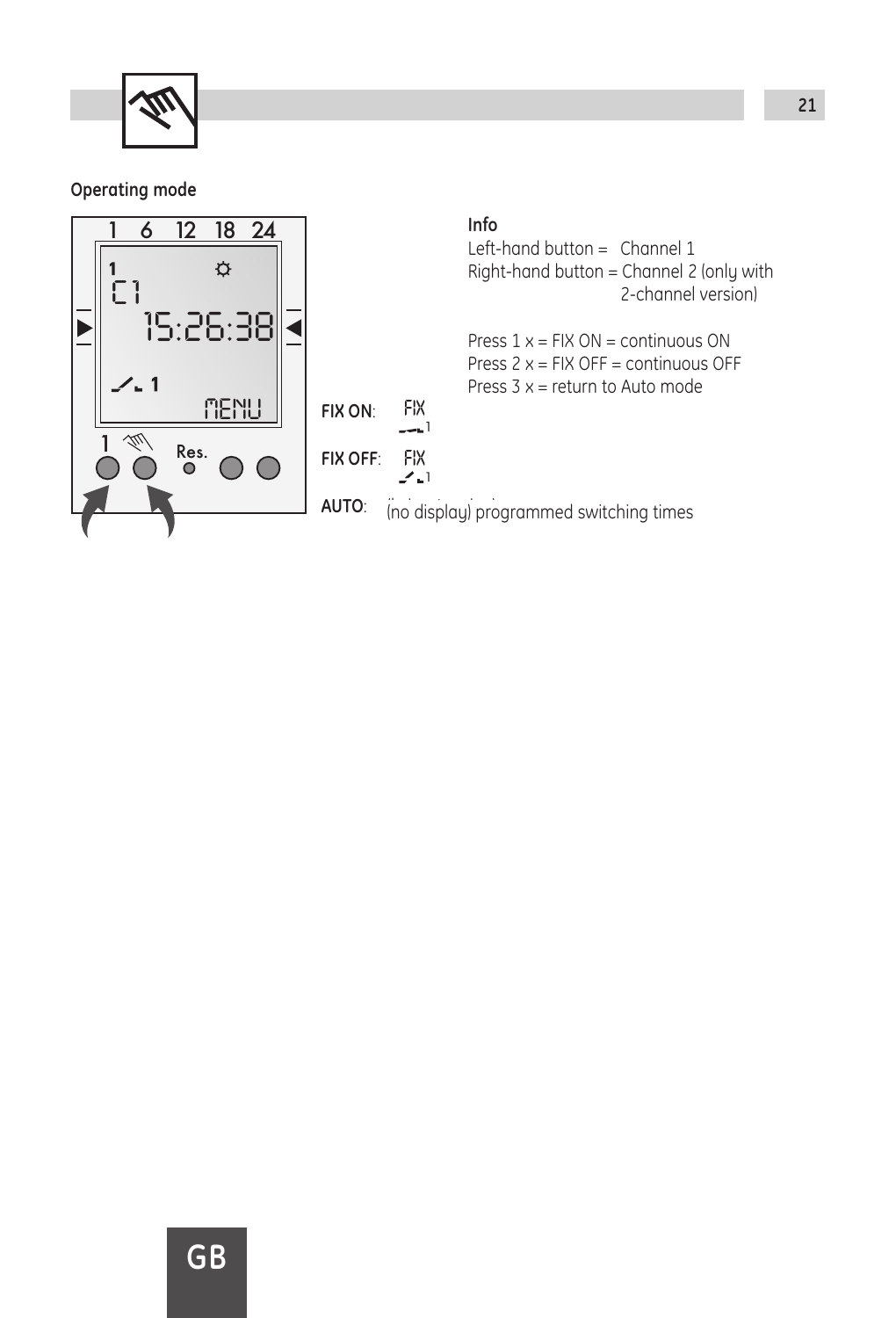## Operating mode

**Info**

Left-hand button = Channel 1
Right-hand button = Channel 2 (only with 2-channel version)

Press 1 x = FIX ON = continuous ON
Press 2 x = FIX OFF = continuous OFF
Press 3 x = return to Auto mode

**FIX ON**: FIX

**FIX OFF**: FIX

**AUTO**: (no display) programmed switching times

GB